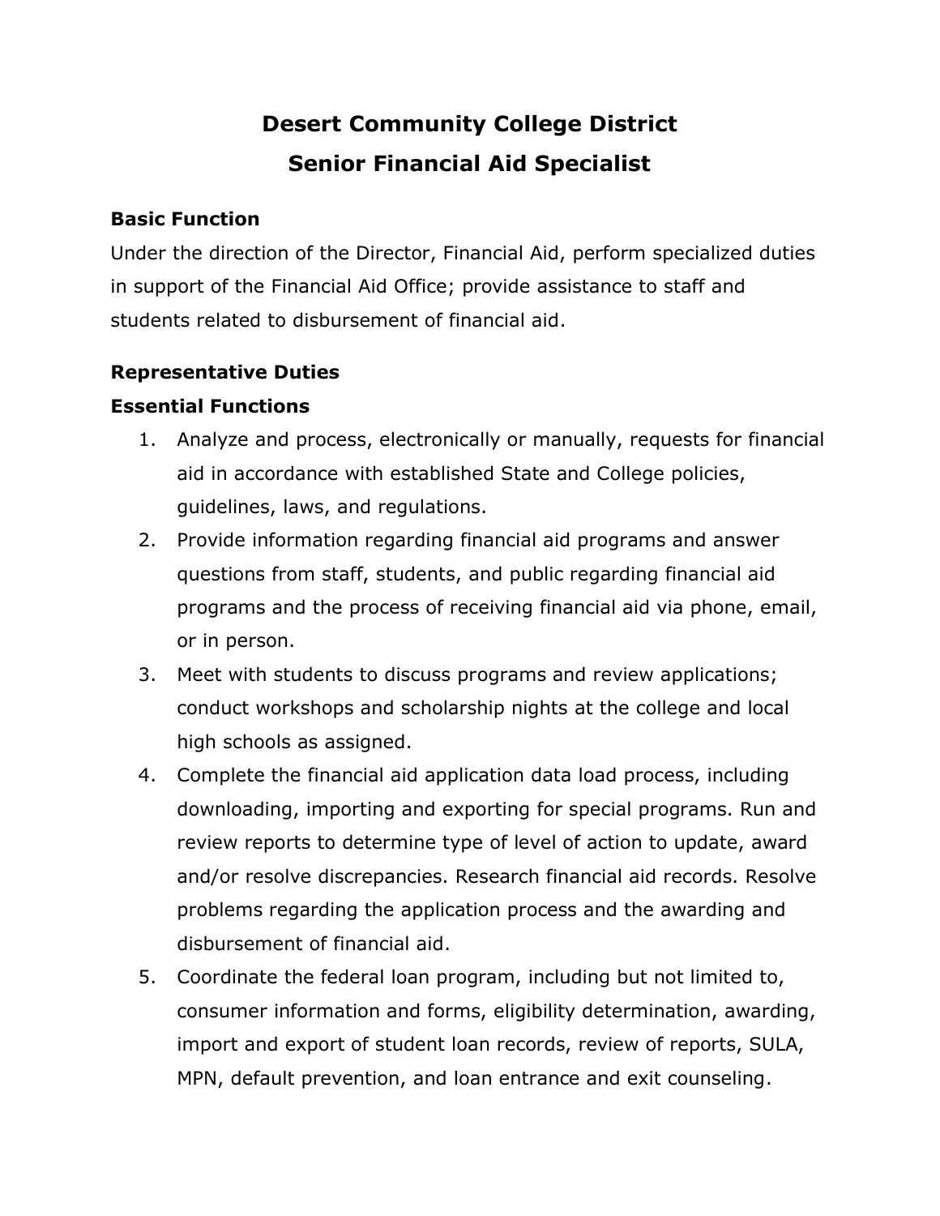# Desert Community College District

# Senior Financial Aid Specialist

### Basic Function

Under the direction of the Director, Financial Aid, perform specialized duties in support of the Financial Aid Office; provide assistance to staff and students related to disbursement of financial aid.

### Representative Duties

### Essential Functions

1. Analyze and process, electronically or manually, requests for financial aid in accordance with established State and College policies, guidelines, laws, and regulations.
2. Provide information regarding financial aid programs and answer questions from staff, students, and public regarding financial aid programs and the process of receiving financial aid via phone, email, or in person.
3. Meet with students to discuss programs and review applications; conduct workshops and scholarship nights at the college and local high schools as assigned.
4. Complete the financial aid application data load process, including downloading, importing and exporting for special programs. Run and review reports to determine type of level of action to update, award and/or resolve discrepancies. Research financial aid records. Resolve problems regarding the application process and the awarding and disbursement of financial aid.
5. Coordinate the federal loan program, including but not limited to, consumer information and forms, eligibility determination, awarding, import and export of student loan records, review of reports, SULA, MPN, default prevention, and loan entrance and exit counseling.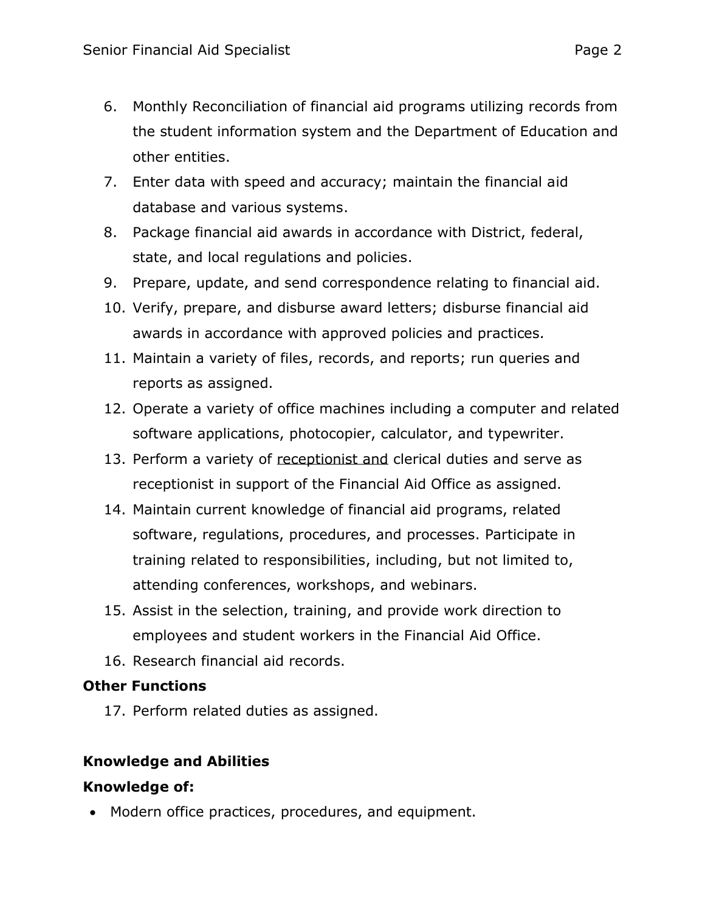6. Monthly Reconciliation of financial aid programs utilizing records from the student information system and the Department of Education and other entities.
7. Enter data with speed and accuracy; maintain the financial aid database and various systems.
8. Package financial aid awards in accordance with District, federal, state, and local regulations and policies.
9. Prepare, update, and send correspondence relating to financial aid.
10. Verify, prepare, and disburse award letters; disburse financial aid awards in accordance with approved policies and practices.
11. Maintain a variety of files, records, and reports; run queries and reports as assigned.
12. Operate a variety of office machines including a computer and related software applications, photocopier, calculator, and typewriter.
13. Perform a variety of receptionist and clerical duties and serve as receptionist in support of the Financial Aid Office as assigned.
14. Maintain current knowledge of financial aid programs, related software, regulations, procedures, and processes. Participate in training related to responsibilities, including, but not limited to, attending conferences, workshops, and webinars.
15. Assist in the selection, training, and provide work direction to employees and student workers in the Financial Aid Office.
16. Research financial aid records.

**Other Functions**

17. Perform related duties as assigned.

## Knowledge and Abilities

**Knowledge of:**

- Modern office practices, procedures, and equipment.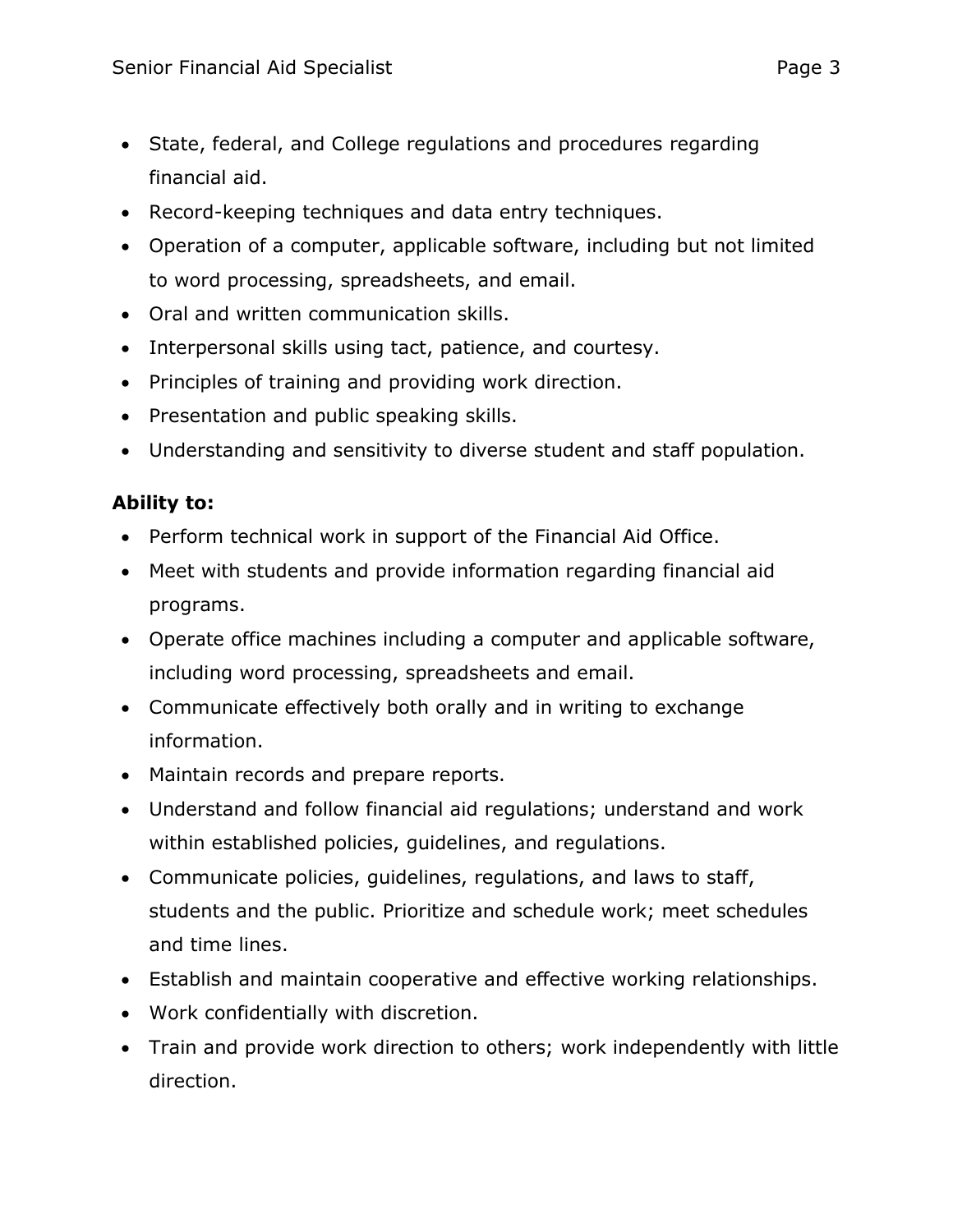- State, federal, and College regulations and procedures regarding financial aid.
- Record-keeping techniques and data entry techniques.
- Operation of a computer, applicable software, including but not limited to word processing, spreadsheets, and email.
- Oral and written communication skills.
- Interpersonal skills using tact, patience, and courtesy.
- Principles of training and providing work direction.
- Presentation and public speaking skills.
- Understanding and sensitivity to diverse student and staff population.

**Ability to:**

- Perform technical work in support of the Financial Aid Office.
- Meet with students and provide information regarding financial aid programs.
- Operate office machines including a computer and applicable software, including word processing, spreadsheets and email.
- Communicate effectively both orally and in writing to exchange information.
- Maintain records and prepare reports.
- Understand and follow financial aid regulations; understand and work within established policies, guidelines, and regulations.
- Communicate policies, guidelines, regulations, and laws to staff, students and the public. Prioritize and schedule work; meet schedules and time lines.
- Establish and maintain cooperative and effective working relationships.
- Work confidentially with discretion.
- Train and provide work direction to others; work independently with little direction.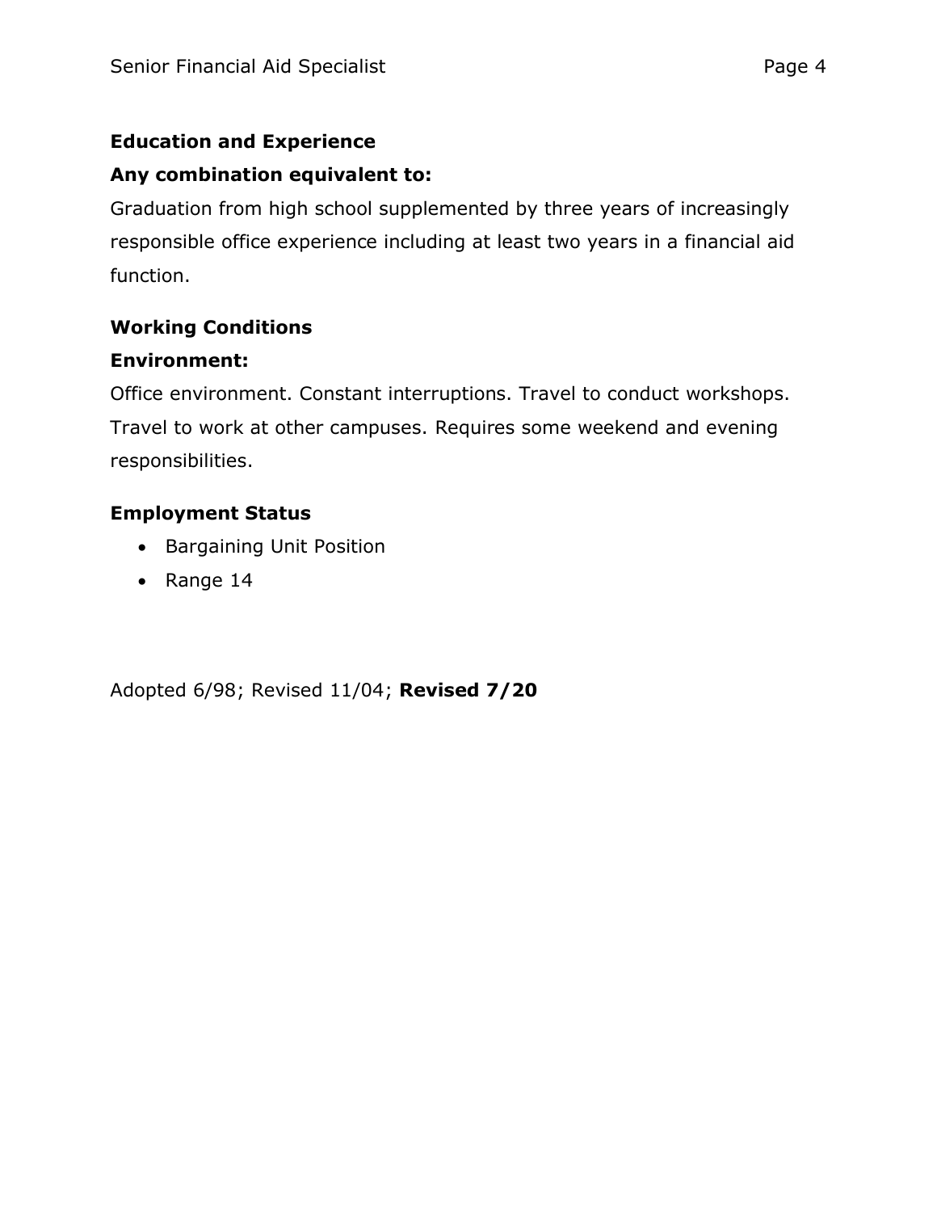## Education and Experience

**Any combination equivalent to:**

Graduation from high school supplemented by three years of increasingly responsible office experience including at least two years in a financial aid function.

## Working Conditions

**Environment:**

Office environment. Constant interruptions. Travel to conduct workshops. Travel to work at other campuses. Requires some weekend and evening responsibilities.

## Employment Status

- Bargaining Unit Position
- Range 14

Adopted 6/98; Revised 11/04; **Revised 7/20**